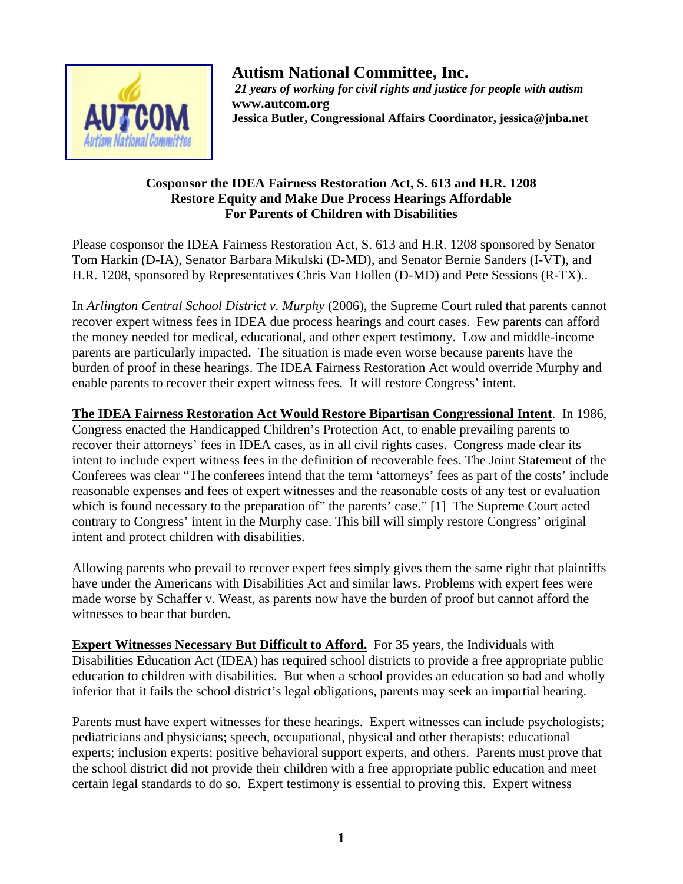**Autism National Committee, Inc.**

***21 years of working for civil rights and justice for people with autism***

**www.autcom.org**

**Jessica Butler, Congressional Affairs Coordinator, jessica@jnba.net**

**Cosponsor the IDEA Fairness Restoration Act, S. 613 and H.R. 1208**
**Restore Equity and Make Due Process Hearings Affordable**
**For Parents of Children with Disabilities**

Please cosponsor the IDEA Fairness Restoration Act, S. 613 and H.R. 1208 sponsored by Senator Tom Harkin (D-IA), Senator Barbara Mikulski (D-MD), and Senator Bernie Sanders (I-VT), and H.R. 1208, sponsored by Representatives Chris Van Hollen (D-MD) and Pete Sessions (R-TX)..

In *Arlington Central School District v. Murphy* (2006), the Supreme Court ruled that parents cannot recover expert witness fees in IDEA due process hearings and court cases. Few parents can afford the money needed for medical, educational, and other expert testimony. Low and middle-income parents are particularly impacted. The situation is made even worse because parents have the burden of proof in these hearings. The IDEA Fairness Restoration Act would override Murphy and enable parents to recover their expert witness fees. It will restore Congress' intent.

**The IDEA Fairness Restoration Act Would Restore Bipartisan Congressional Intent**. In 1986, Congress enacted the Handicapped Children's Protection Act, to enable prevailing parents to recover their attorneys' fees in IDEA cases, as in all civil rights cases. Congress made clear its intent to include expert witness fees in the definition of recoverable fees. The Joint Statement of the Conferees was clear "The conferees intend that the term 'attorneys' fees as part of the costs' include reasonable expenses and fees of expert witnesses and the reasonable costs of any test or evaluation which is found necessary to the preparation of" the parents' case." [1] The Supreme Court acted contrary to Congress' intent in the Murphy case. This bill will simply restore Congress' original intent and protect children with disabilities.

Allowing parents who prevail to recover expert fees simply gives them the same right that plaintiffs have under the Americans with Disabilities Act and similar laws. Problems with expert fees were made worse by Schaffer v. Weast, as parents now have the burden of proof but cannot afford the witnesses to bear that burden.

**Expert Witnesses Necessary But Difficult to Afford.** For 35 years, the Individuals with Disabilities Education Act (IDEA) has required school districts to provide a free appropriate public education to children with disabilities. But when a school provides an education so bad and wholly inferior that it fails the school district's legal obligations, parents may seek an impartial hearing.

Parents must have expert witnesses for these hearings. Expert witnesses can include psychologists; pediatricians and physicians; speech, occupational, physical and other therapists; educational experts; inclusion experts; positive behavioral support experts, and others. Parents must prove that the school district did not provide their children with a free appropriate public education and meet certain legal standards to do so. Expert testimony is essential to proving this. Expert witness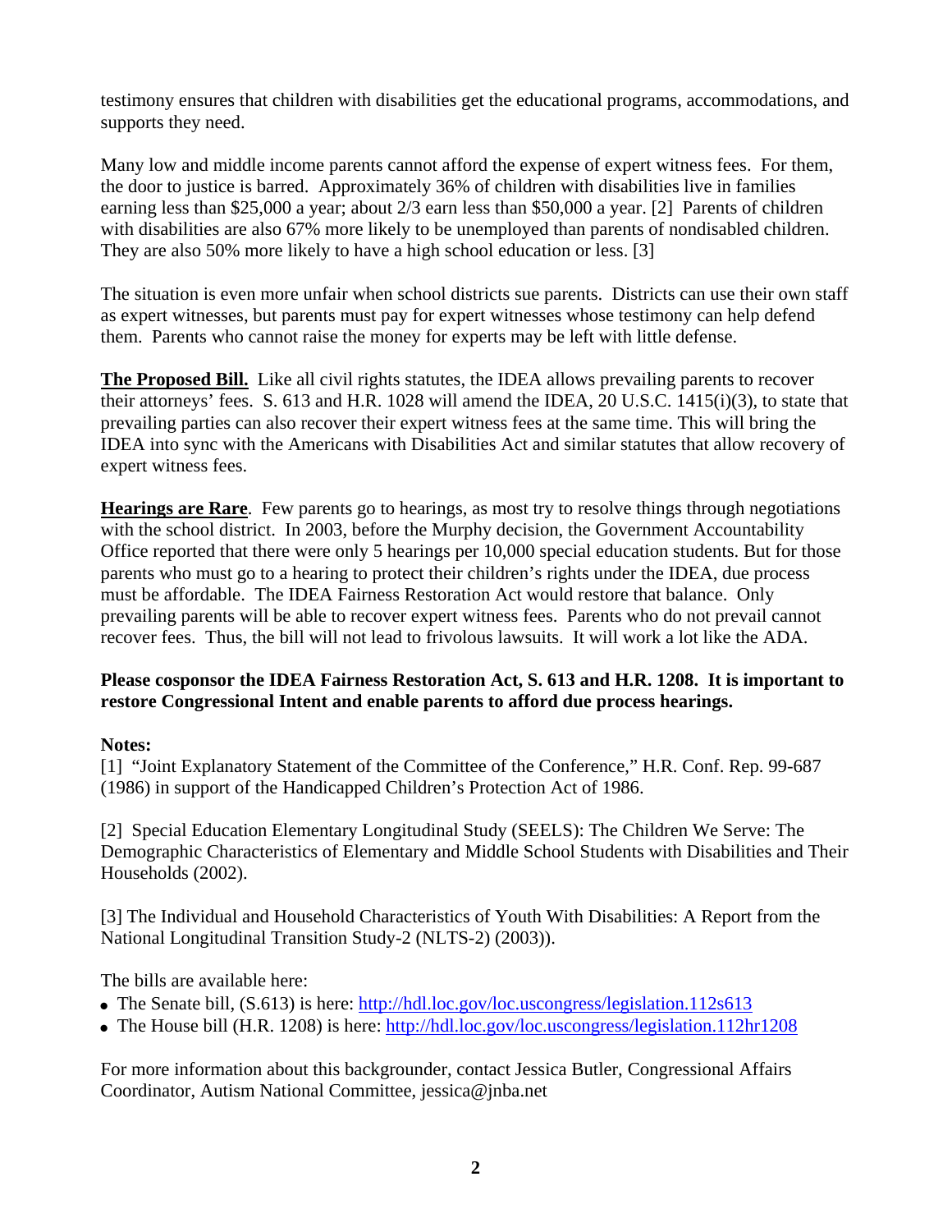testimony ensures that children with disabilities get the educational programs, accommodations, and supports they need.

Many low and middle income parents cannot afford the expense of expert witness fees. For them, the door to justice is barred. Approximately 36% of children with disabilities live in families earning less than $25,000 a year; about 2/3 earn less than $50,000 a year. [2] Parents of children with disabilities are also 67% more likely to be unemployed than parents of nondisabled children. They are also 50% more likely to have a high school education or less. [3]

The situation is even more unfair when school districts sue parents. Districts can use their own staff as expert witnesses, but parents must pay for expert witnesses whose testimony can help defend them. Parents who cannot raise the money for experts may be left with little defense.

**The Proposed Bill.** Like all civil rights statutes, the IDEA allows prevailing parents to recover their attorneys' fees. S. 613 and H.R. 1028 will amend the IDEA, 20 U.S.C. 1415(i)(3), to state that prevailing parties can also recover their expert witness fees at the same time. This will bring the IDEA into sync with the Americans with Disabilities Act and similar statutes that allow recovery of expert witness fees.

**Hearings are Rare**. Few parents go to hearings, as most try to resolve things through negotiations with the school district. In 2003, before the Murphy decision, the Government Accountability Office reported that there were only 5 hearings per 10,000 special education students. But for those parents who must go to a hearing to protect their children's rights under the IDEA, due process must be affordable. The IDEA Fairness Restoration Act would restore that balance. Only prevailing parents will be able to recover expert witness fees. Parents who do not prevail cannot recover fees. Thus, the bill will not lead to frivolous lawsuits. It will work a lot like the ADA.

**Please cosponsor the IDEA Fairness Restoration Act, S. 613 and H.R. 1208. It is important to restore Congressional Intent and enable parents to afford due process hearings.**

**Notes:**

[1] "Joint Explanatory Statement of the Committee of the Conference," H.R. Conf. Rep. 99-687 (1986) in support of the Handicapped Children's Protection Act of 1986.

[2] Special Education Elementary Longitudinal Study (SEELS): The Children We Serve: The Demographic Characteristics of Elementary and Middle School Students with Disabilities and Their Households (2002).

[3] The Individual and Household Characteristics of Youth With Disabilities: A Report from the National Longitudinal Transition Study-2 (NLTS-2) (2003)).

The bills are available here:

- The Senate bill, (S.613) is here: http://hdl.loc.gov/loc.uscongress/legislation.112s613
- The House bill (H.R. 1208) is here: http://hdl.loc.gov/loc.uscongress/legislation.112hr1208

For more information about this backgrounder, contact Jessica Butler, Congressional Affairs Coordinator, Autism National Committee, jessica@jnba.net